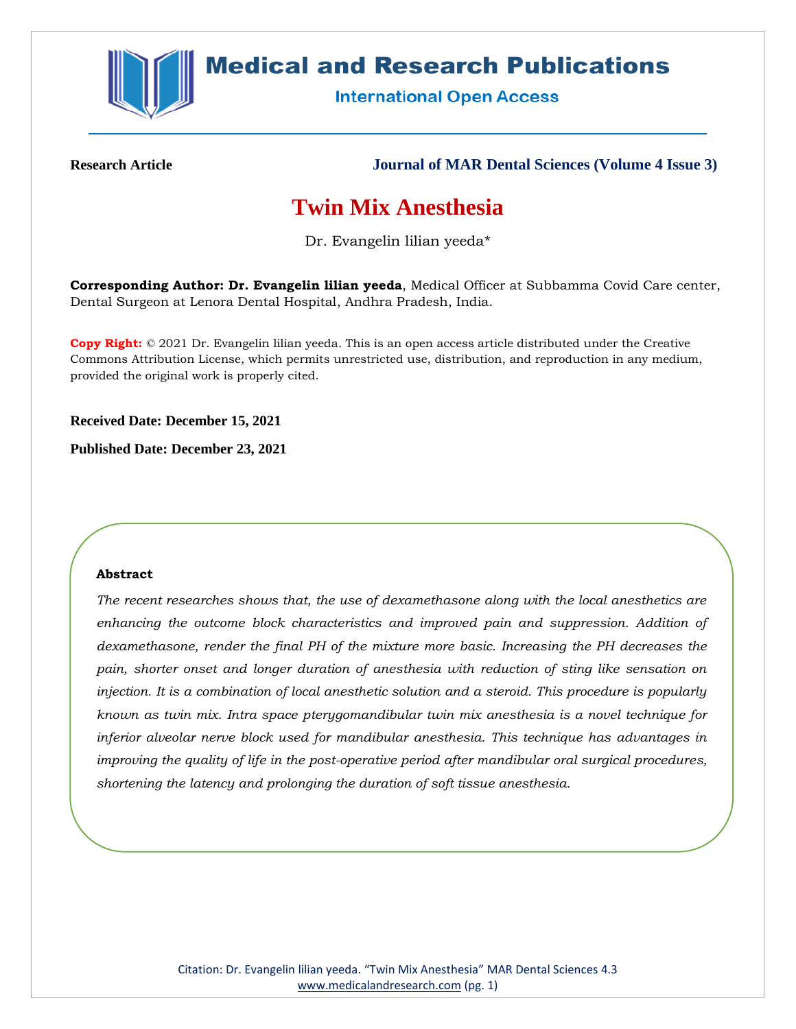Medical and Research Publications

International Open Access

**Research Article** **Journal of MAR Dental Sciences (Volume 4 Issue 3)**

# Twin Mix Anesthesia

Dr. Evangelin lilian yeeda*

**Corresponding Author: Dr. Evangelin lilian yeeda**, Medical Officer at Subbamma Covid Care center, Dental Surgeon at Lenora Dental Hospital, Andhra Pradesh, India.

**Copy Right:** © 2021 Dr. Evangelin lilian yeeda. This is an open access article distributed under the Creative Commons Attribution License, which permits unrestricted use, distribution, and reproduction in any medium, provided the original work is properly cited.

**Received Date: December 15, 2021**

**Published Date: December 23, 2021**

**Abstract**

*The recent researches shows that, the use of dexamethasone along with the local anesthetics are enhancing the outcome block characteristics and improved pain and suppression. Addition of dexamethasone, render the final PH of the mixture more basic. Increasing the PH decreases the pain, shorter onset and longer duration of anesthesia with reduction of sting like sensation on injection. It is a combination of local anesthetic solution and a steroid. This procedure is popularly known as twin mix. Intra space pterygomandibular twin mix anesthesia is a novel technique for inferior alveolar nerve block used for mandibular anesthesia. This technique has advantages in improving the quality of life in the post-operative period after mandibular oral surgical procedures, shortening the latency and prolonging the duration of soft tissue anesthesia.*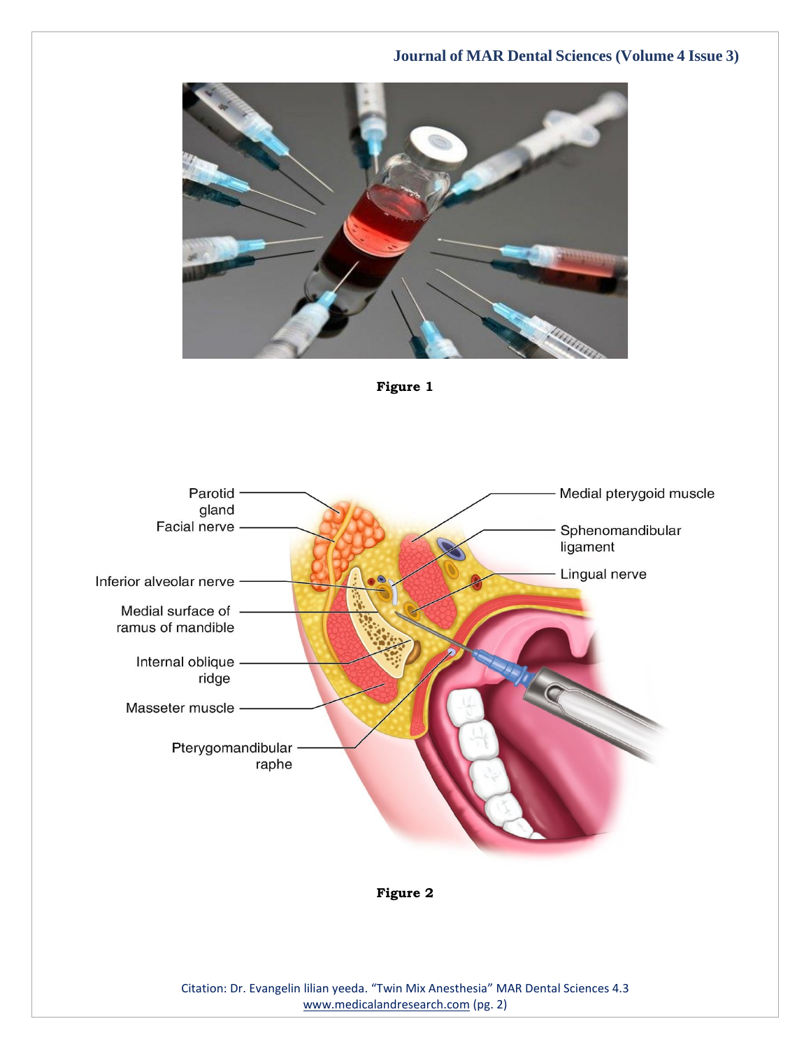Figure 1

Figure 2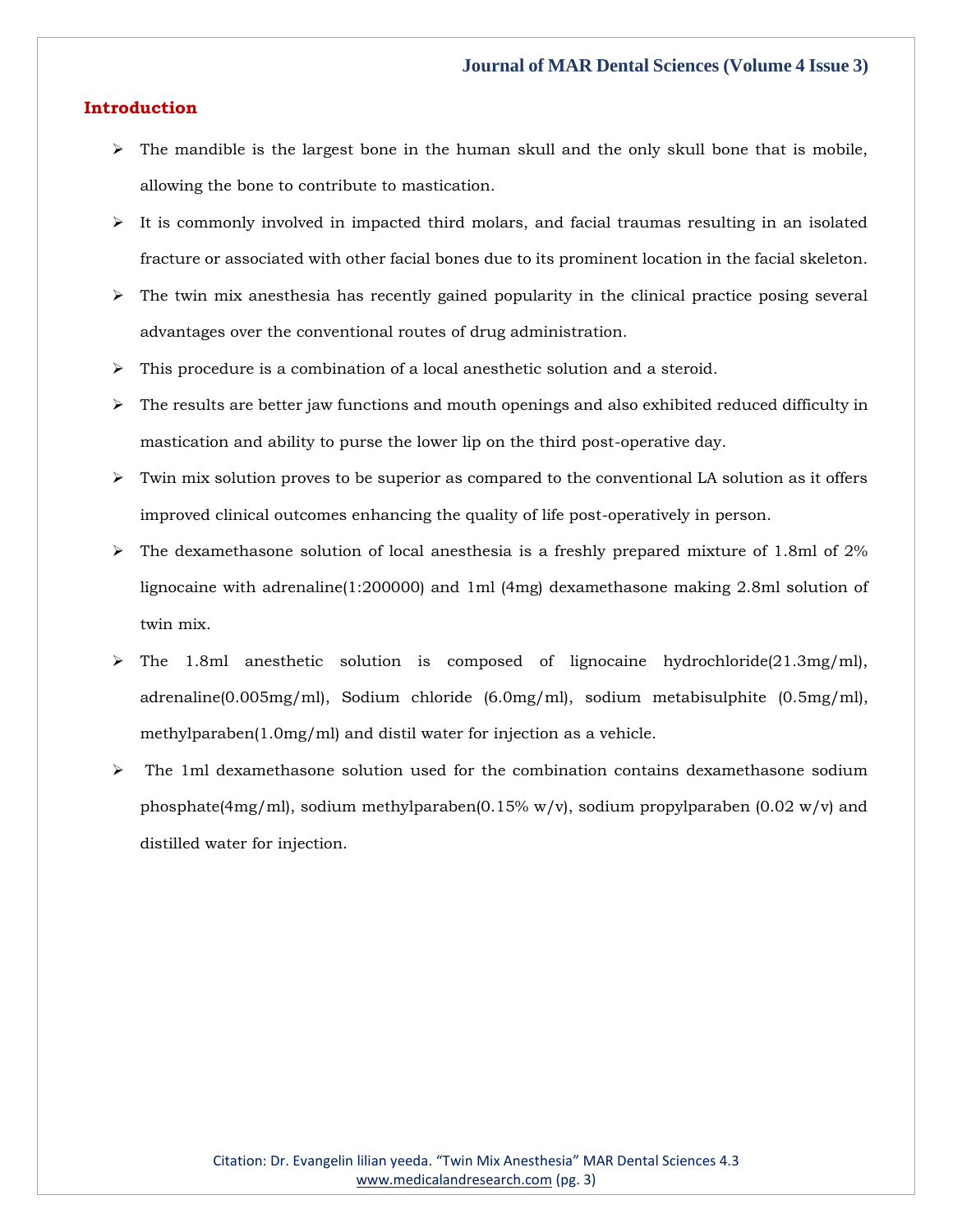## Introduction

- The mandible is the largest bone in the human skull and the only skull bone that is mobile, allowing the bone to contribute to mastication.
- It is commonly involved in impacted third molars, and facial traumas resulting in an isolated fracture or associated with other facial bones due to its prominent location in the facial skeleton.
- The twin mix anesthesia has recently gained popularity in the clinical practice posing several advantages over the conventional routes of drug administration.
- This procedure is a combination of a local anesthetic solution and a steroid.
- The results are better jaw functions and mouth openings and also exhibited reduced difficulty in mastication and ability to purse the lower lip on the third post-operative day.
- Twin mix solution proves to be superior as compared to the conventional LA solution as it offers improved clinical outcomes enhancing the quality of life post-operatively in person.
- The dexamethasone solution of local anesthesia is a freshly prepared mixture of 1.8ml of 2% lignocaine with adrenaline(1:200000) and 1ml (4mg) dexamethasone making 2.8ml solution of twin mix.
- The 1.8ml anesthetic solution is composed of lignocaine hydrochloride(21.3mg/ml), adrenaline(0.005mg/ml), Sodium chloride (6.0mg/ml), sodium metabisulphite (0.5mg/ml), methylparaben(1.0mg/ml) and distil water for injection as a vehicle.
- The 1ml dexamethasone solution used for the combination contains dexamethasone sodium phosphate(4mg/ml), sodium methylparaben(0.15% w/v), sodium propylparaben (0.02 w/v) and distilled water for injection.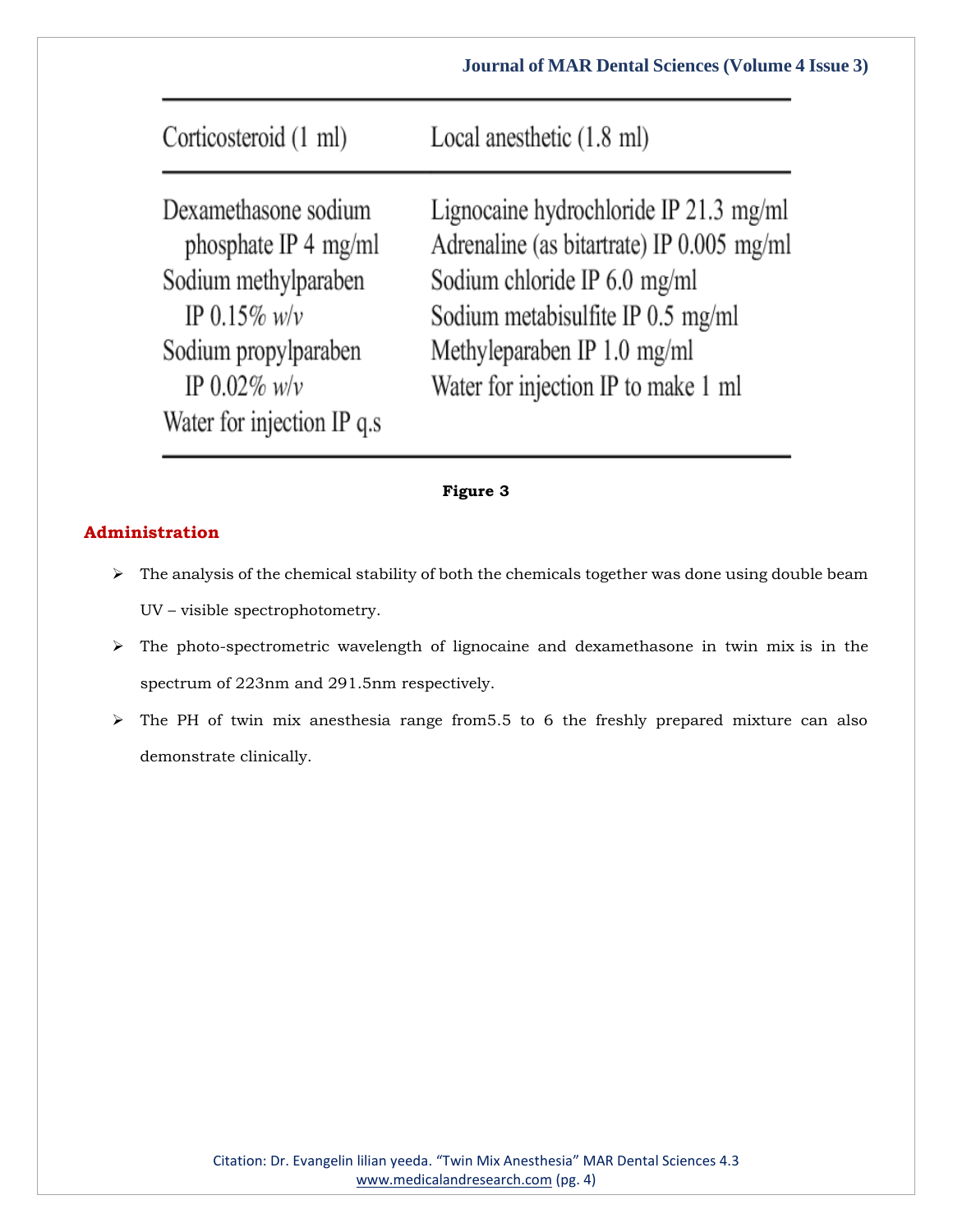| Corticosteroid (1 ml) | Local anesthetic (1.8 ml) |
|---|---|
| Dexamethasone sodium phosphate IP 4 mg/ml | Lignocaine hydrochloride IP 21.3 mg/ml |
| Sodium methylparaben IP 0.15% *w/v* | Adrenaline (as bitartrate) IP 0.005 mg/ml |
| Sodium propylparaben IP 0.02% *w/v* | Sodium chloride IP 6.0 mg/ml |
| Water for injection IP q.s | Sodium metabisulfite IP 0.5 mg/ml |
| | Methyleparaben IP 1.0 mg/ml |
| | Water for injection IP to make 1 ml |

**Figure 3**

## Administration

- The analysis of the chemical stability of both the chemicals together was done using double beam UV – visible spectrophotometry.
- The photo-spectrometric wavelength of lignocaine and dexamethasone in twin mix is in the spectrum of 223nm and 291.5nm respectively.
- The PH of twin mix anesthesia range from5.5 to 6 the freshly prepared mixture can also demonstrate clinically.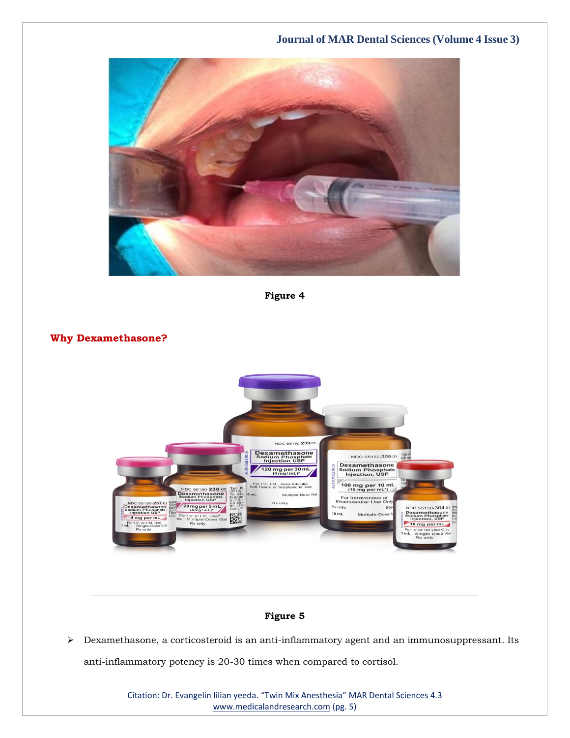Figure 4

## Why Dexamethasone?

Figure 5

- Dexamethasone, a corticosteroid is an anti-inflammatory agent and an immunosuppressant. Its anti-inflammatory potency is 20-30 times when compared to cortisol.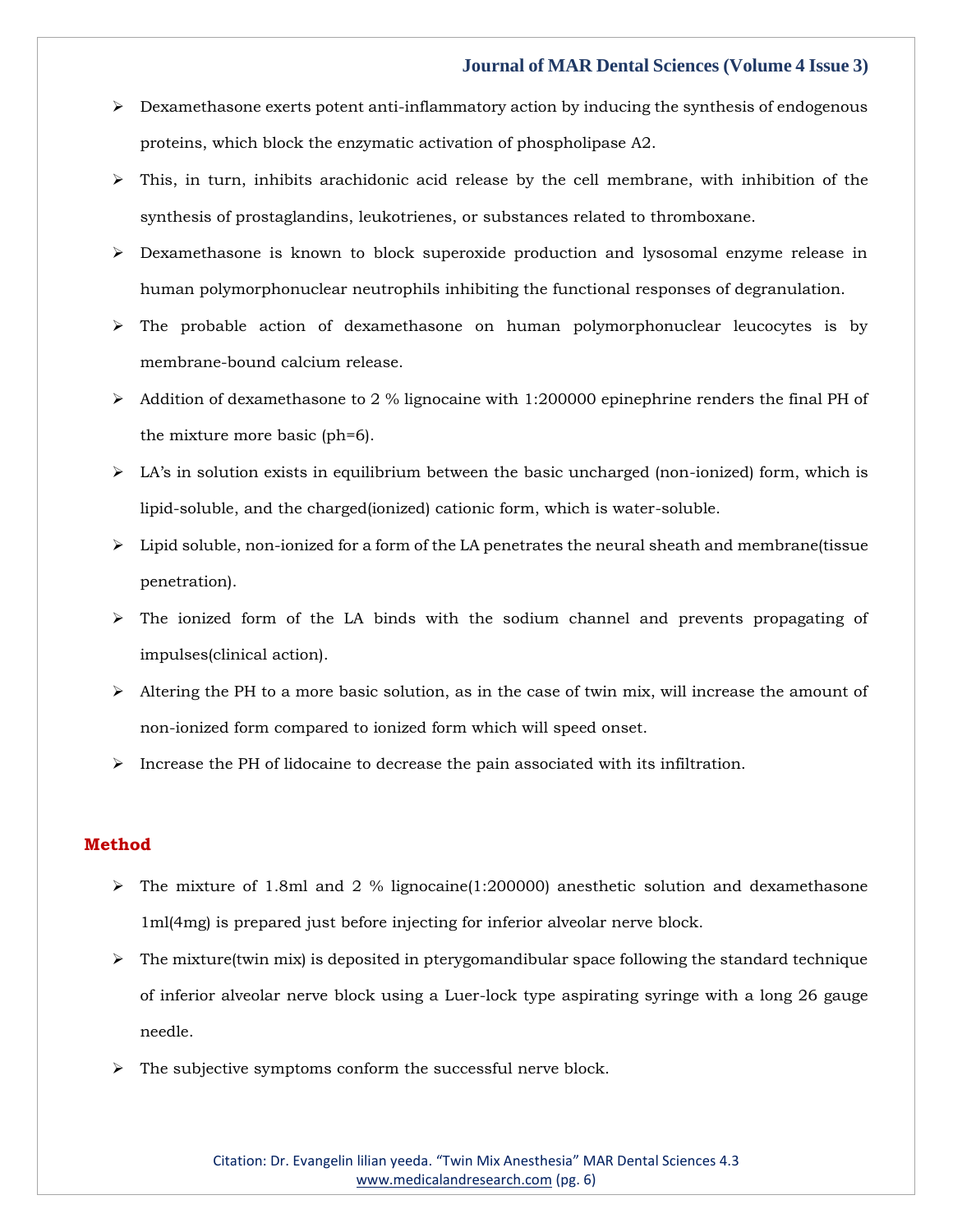- Dexamethasone exerts potent anti-inflammatory action by inducing the synthesis of endogenous proteins, which block the enzymatic activation of phospholipase A2.
- This, in turn, inhibits arachidonic acid release by the cell membrane, with inhibition of the synthesis of prostaglandins, leukotrienes, or substances related to thromboxane.
- Dexamethasone is known to block superoxide production and lysosomal enzyme release in human polymorphonuclear neutrophils inhibiting the functional responses of degranulation.
- The probable action of dexamethasone on human polymorphonuclear leucocytes is by membrane-bound calcium release.
- Addition of dexamethasone to 2 % lignocaine with 1:200000 epinephrine renders the final PH of the mixture more basic (ph=6).
- LA's in solution exists in equilibrium between the basic uncharged (non-ionized) form, which is lipid-soluble, and the charged(ionized) cationic form, which is water-soluble.
- Lipid soluble, non-ionized for a form of the LA penetrates the neural sheath and membrane(tissue penetration).
- The ionized form of the LA binds with the sodium channel and prevents propagating of impulses(clinical action).
- Altering the PH to a more basic solution, as in the case of twin mix, will increase the amount of non-ionized form compared to ionized form which will speed onset.
- Increase the PH of lidocaine to decrease the pain associated with its infiltration.

## Method

- The mixture of 1.8ml and 2 % lignocaine(1:200000) anesthetic solution and dexamethasone 1ml(4mg) is prepared just before injecting for inferior alveolar nerve block.
- The mixture(twin mix) is deposited in pterygomandibular space following the standard technique of inferior alveolar nerve block using a Luer-lock type aspirating syringe with a long 26 gauge needle.
- The subjective symptoms conform the successful nerve block.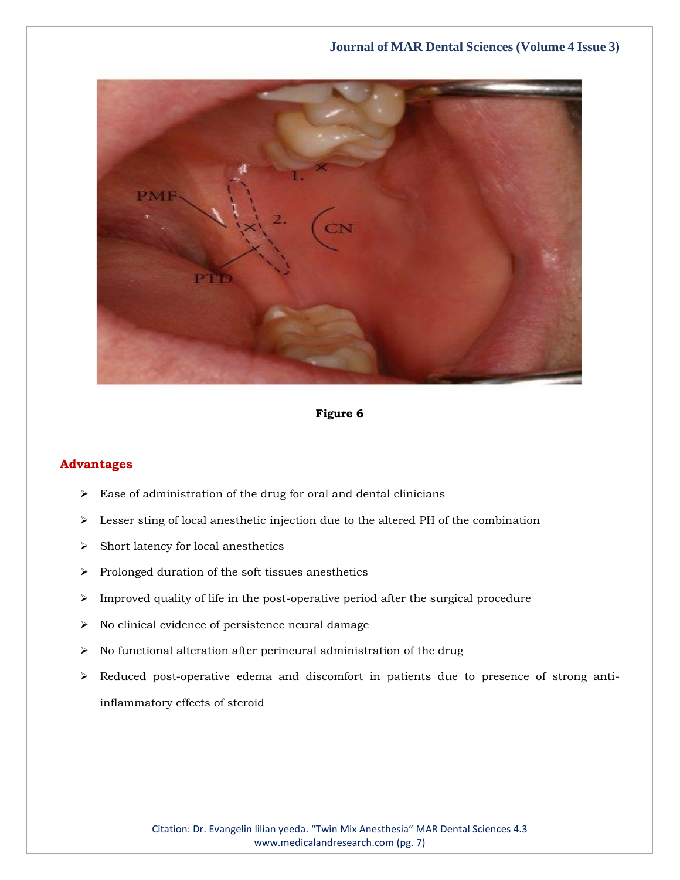Figure 6

## Advantages

- Ease of administration of the drug for oral and dental clinicians
- Lesser sting of local anesthetic injection due to the altered PH of the combination
- Short latency for local anesthetics
- Prolonged duration of the soft tissues anesthetics
- Improved quality of life in the post-operative period after the surgical procedure
- No clinical evidence of persistence neural damage
- No functional alteration after perineural administration of the drug
- Reduced post-operative edema and discomfort in patients due to presence of strong anti-inflammatory effects of steroid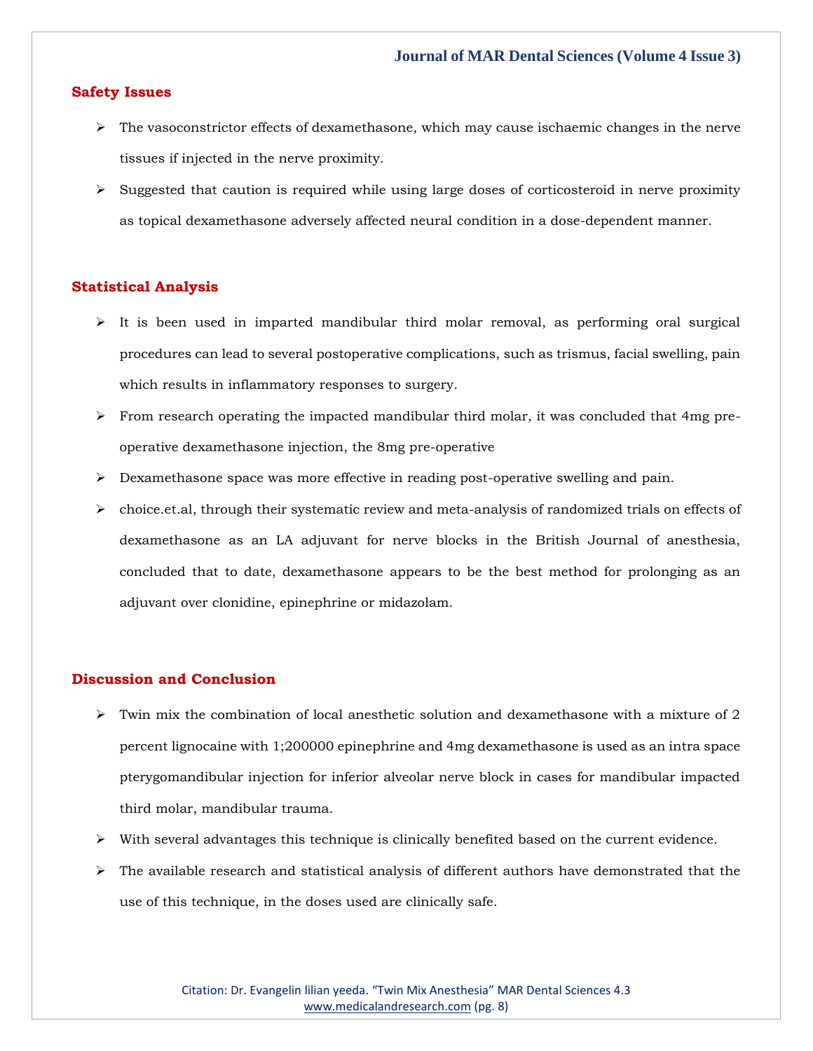## Safety Issues

- The vasoconstrictor effects of dexamethasone, which may cause ischaemic changes in the nerve tissues if injected in the nerve proximity.
- Suggested that caution is required while using large doses of corticosteroid in nerve proximity as topical dexamethasone adversely affected neural condition in a dose-dependent manner.

## Statistical Analysis

- It is been used in imparted mandibular third molar removal, as performing oral surgical procedures can lead to several postoperative complications, such as trismus, facial swelling, pain which results in inflammatory responses to surgery.
- From research operating the impacted mandibular third molar, it was concluded that 4mg pre-operative dexamethasone injection, the 8mg pre-operative
- Dexamethasone space was more effective in reading post-operative swelling and pain.
- choice.et.al, through their systematic review and meta-analysis of randomized trials on effects of dexamethasone as an LA adjuvant for nerve blocks in the British Journal of anesthesia, concluded that to date, dexamethasone appears to be the best method for prolonging as an adjuvant over clonidine, epinephrine or midazolam.

## Discussion and Conclusion

- Twin mix the combination of local anesthetic solution and dexamethasone with a mixture of 2 percent lignocaine with 1;200000 epinephrine and 4mg dexamethasone is used as an intra space pterygomandibular injection for inferior alveolar nerve block in cases for mandibular impacted third molar, mandibular trauma.
- With several advantages this technique is clinically benefited based on the current evidence.
- The available research and statistical analysis of different authors have demonstrated that the use of this technique, in the doses used are clinically safe.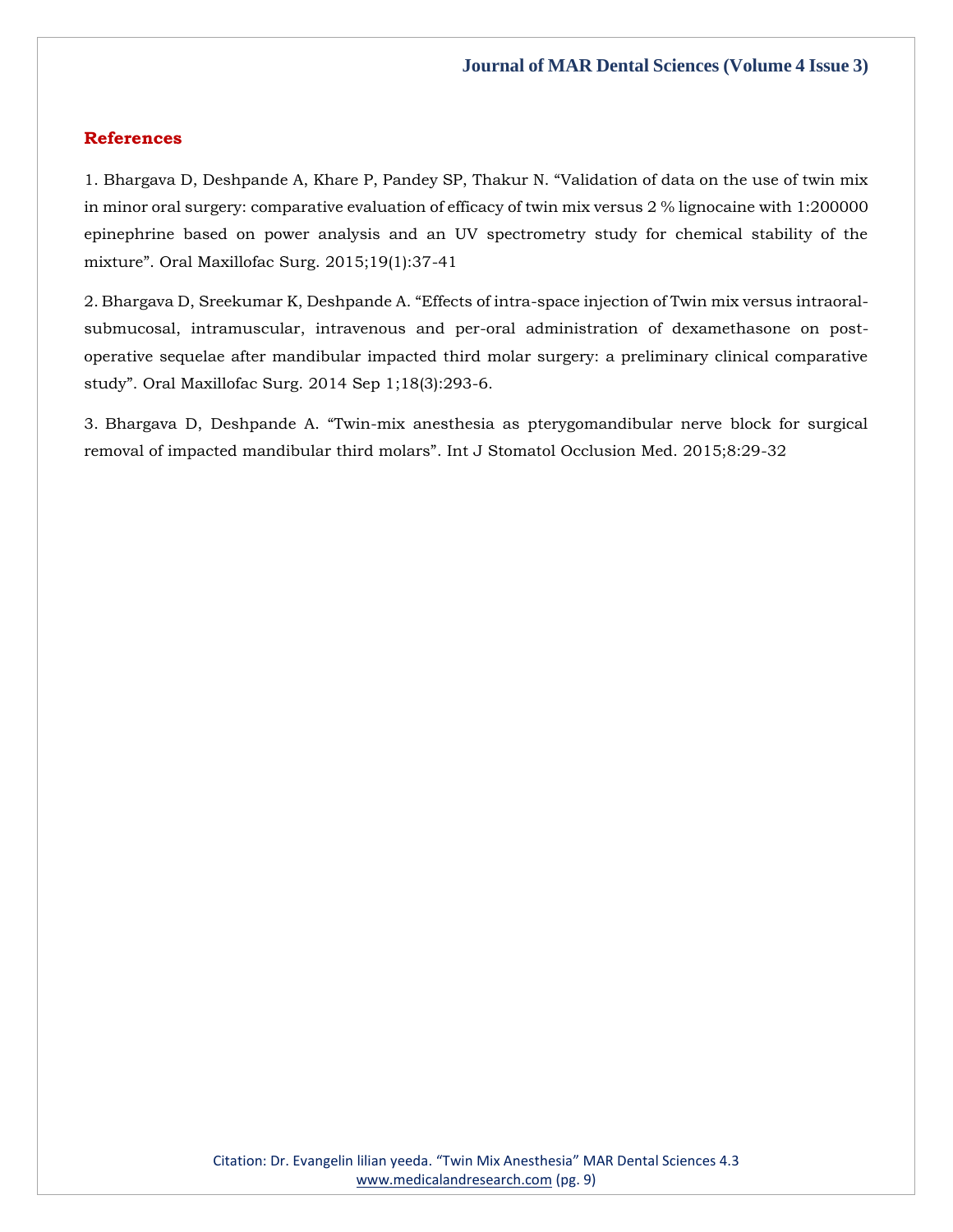## References

1. Bhargava D, Deshpande A, Khare P, Pandey SP, Thakur N. “Validation of data on the use of twin mix in minor oral surgery: comparative evaluation of efficacy of twin mix versus 2 % lignocaine with 1:200000 epinephrine based on power analysis and an UV spectrometry study for chemical stability of the mixture”. Oral Maxillofac Surg. 2015;19(1):37-41

2. Bhargava D, Sreekumar K, Deshpande A. “Effects of intra-space injection of Twin mix versus intraoral-submucosal, intramuscular, intravenous and per-oral administration of dexamethasone on post-operative sequelae after mandibular impacted third molar surgery: a preliminary clinical comparative study”. Oral Maxillofac Surg. 2014 Sep 1;18(3):293-6.

3. Bhargava D, Deshpande A. “Twin-mix anesthesia as pterygomandibular nerve block for surgical removal of impacted mandibular third molars”. Int J Stomatol Occlusion Med. 2015;8:29-32